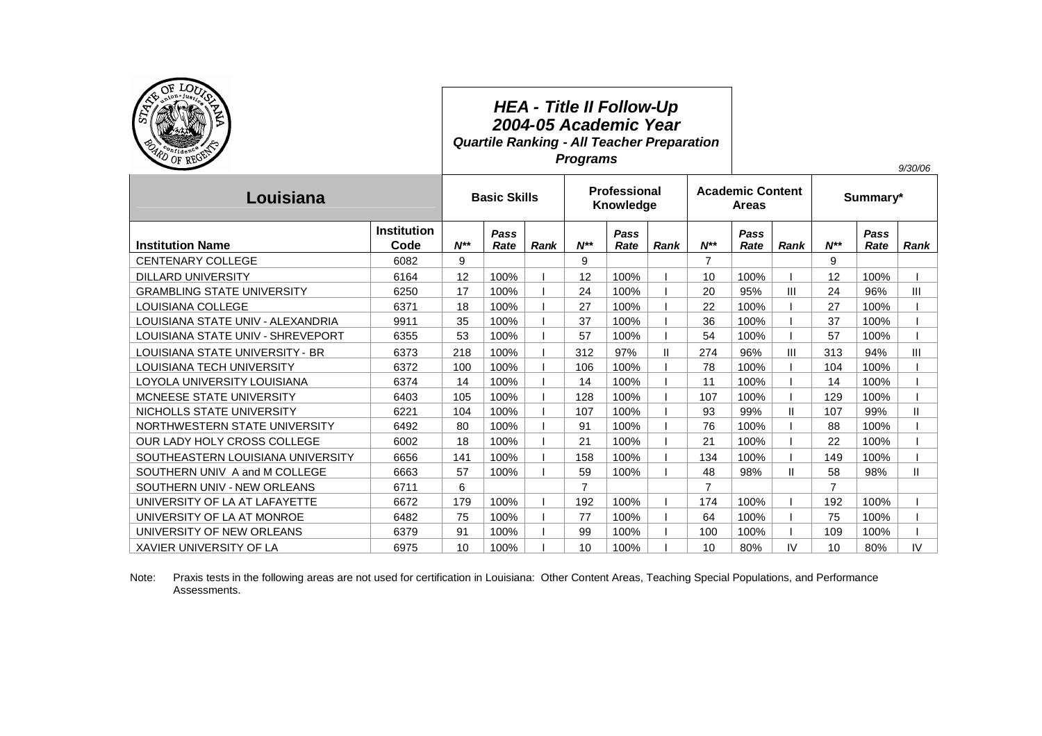# HEA - Title II Follow-Up
## 2004-05 Academic Year
### Quartile Ranking - All Teacher Preparation Programs

9/30/06

| Louisiana | | Basic Skills | | | Professional Knowledge | | | Academic Content Areas | | | Summary* | | |
|---|---|---|---|---|---|---|---|---|---|---|---|---|---|
| **Institution Name** | **Institution Code** | ***N\*\**** | ***Pass Rate*** | ***Rank*** | ***N\*\**** | ***Pass Rate*** | ***Rank*** | ***N\*\**** | ***Pass Rate*** | ***Rank*** | ***N\*\**** | ***Pass Rate*** | ***Rank*** |
| CENTENARY COLLEGE | 6082 | 9 | | | 9 | | | 7 | | | 9 | | |
| DILLARD UNIVERSITY | 6164 | 12 | 100% | I | 12 | 100% | I | 10 | 100% | I | 12 | 100% | I |
| GRAMBLING STATE UNIVERSITY | 6250 | 17 | 100% | I | 24 | 100% | I | 20 | 95% | III | 24 | 96% | III |
| LOUISIANA COLLEGE | 6371 | 18 | 100% | I | 27 | 100% | I | 22 | 100% | I | 27 | 100% | I |
| LOUISIANA STATE UNIV - ALEXANDRIA | 9911 | 35 | 100% | I | 37 | 100% | I | 36 | 100% | I | 37 | 100% | I |
| LOUISIANA STATE UNIV - SHREVEPORT | 6355 | 53 | 100% | I | 57 | 100% | I | 54 | 100% | I | 57 | 100% | I |
| LOUISIANA STATE UNIVERSITY - BR | 6373 | 218 | 100% | I | 312 | 97% | II | 274 | 96% | III | 313 | 94% | III |
| LOUISIANA TECH UNIVERSITY | 6372 | 100 | 100% | I | 106 | 100% | I | 78 | 100% | I | 104 | 100% | I |
| LOYOLA UNIVERSITY LOUISIANA | 6374 | 14 | 100% | I | 14 | 100% | I | 11 | 100% | I | 14 | 100% | I |
| MCNEESE STATE UNIVERSITY | 6403 | 105 | 100% | I | 128 | 100% | I | 107 | 100% | I | 129 | 100% | I |
| NICHOLLS STATE UNIVERSITY | 6221 | 104 | 100% | I | 107 | 100% | I | 93 | 99% | II | 107 | 99% | II |
| NORTHWESTERN STATE UNIVERSITY | 6492 | 80 | 100% | I | 91 | 100% | I | 76 | 100% | I | 88 | 100% | I |
| OUR LADY HOLY CROSS COLLEGE | 6002 | 18 | 100% | I | 21 | 100% | I | 21 | 100% | I | 22 | 100% | I |
| SOUTHEASTERN LOUISIANA UNIVERSITY | 6656 | 141 | 100% | I | 158 | 100% | I | 134 | 100% | I | 149 | 100% | I |
| SOUTHERN UNIV A and M COLLEGE | 6663 | 57 | 100% | I | 59 | 100% | I | 48 | 98% | II | 58 | 98% | II |
| SOUTHERN UNIV - NEW ORLEANS | 6711 | 6 | | | 7 | | | 7 | | | 7 | | |
| UNIVERSITY OF LA AT LAFAYETTE | 6672 | 179 | 100% | I | 192 | 100% | I | 174 | 100% | I | 192 | 100% | I |
| UNIVERSITY OF LA AT MONROE | 6482 | 75 | 100% | I | 77 | 100% | I | 64 | 100% | I | 75 | 100% | I |
| UNIVERSITY OF NEW ORLEANS | 6379 | 91 | 100% | I | 99 | 100% | I | 100 | 100% | I | 109 | 100% | I |
| XAVIER UNIVERSITY OF LA | 6975 | 10 | 100% | I | 10 | 100% | I | 10 | 80% | IV | 10 | 80% | IV |

Note: Praxis tests in the following areas are not used for certification in Louisiana: Other Content Areas, Teaching Special Populations, and Performance Assessments.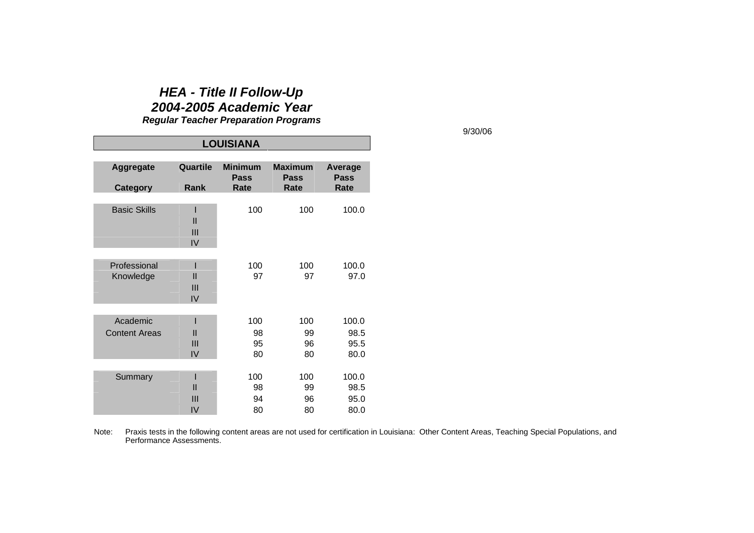# *HEA - Title II Follow-Up*
## *2004-2005 Academic Year*
### *Regular Teacher Preparation Programs*

9/30/06

**LOUISIANA**

| Aggregate Category | Quartile Rank | Minimum Pass Rate | Maximum Pass Rate | Average Pass Rate |
|---|---|---|---|---|
| Basic Skills | I | 100 | 100 | 100.0 |
| | II | | | |
| | III | | | |
| | IV | | | |
| Professional Knowledge | I | 100 | 100 | 100.0 |
| | II | 97 | 97 | 97.0 |
| | III | | | |
| | IV | | | |
| Academic Content Areas | I | 100 | 100 | 100.0 |
| | II | 98 | 99 | 98.5 |
| | III | 95 | 96 | 95.5 |
| | IV | 80 | 80 | 80.0 |
| Summary | I | 100 | 100 | 100.0 |
| | II | 98 | 99 | 98.5 |
| | III | 94 | 96 | 95.0 |
| | IV | 80 | 80 | 80.0 |

Note: Praxis tests in the following content areas are not used for certification in Louisiana: Other Content Areas, Teaching Special Populations, and Performance Assessments.